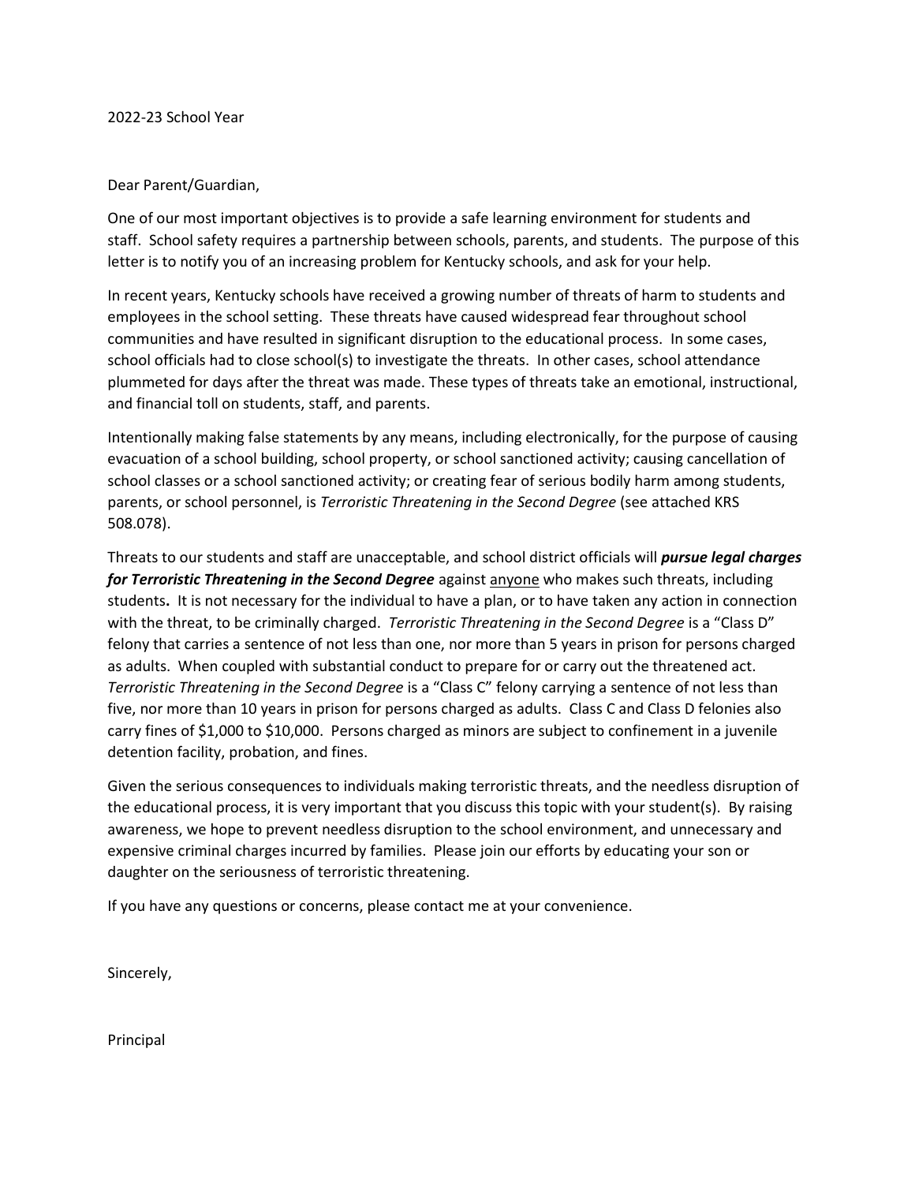2022-23 School Year

Dear Parent/Guardian,

One of our most important objectives is to provide a safe learning environment for students and staff. School safety requires a partnership between schools, parents, and students. The purpose of this letter is to notify you of an increasing problem for Kentucky schools, and ask for your help.

In recent years, Kentucky schools have received a growing number of threats of harm to students and employees in the school setting. These threats have caused widespread fear throughout school communities and have resulted in significant disruption to the educational process. In some cases, school officials had to close school(s) to investigate the threats. In other cases, school attendance plummeted for days after the threat was made. These types of threats take an emotional, instructional, and financial toll on students, staff, and parents.

Intentionally making false statements by any means, including electronically, for the purpose of causing evacuation of a school building, school property, or school sanctioned activity; causing cancellation of school classes or a school sanctioned activity; or creating fear of serious bodily harm among students, parents, or school personnel, is *Terroristic Threatening in the Second Degree* (see attached KRS 508.078).

Threats to our students and staff are unacceptable, and school district officials will ***pursue legal charges for Terroristic Threatening in the Second Degree*** against <u>anyone</u> who makes such threats, including students**.** It is not necessary for the individual to have a plan, or to have taken any action in connection with the threat, to be criminally charged. *Terroristic Threatening in the Second Degree* is a "Class D" felony that carries a sentence of not less than one, nor more than 5 years in prison for persons charged as adults. When coupled with substantial conduct to prepare for or carry out the threatened act. *Terroristic Threatening in the Second Degree* is a "Class C" felony carrying a sentence of not less than five, nor more than 10 years in prison for persons charged as adults. Class C and Class D felonies also carry fines of $1,000 to $10,000. Persons charged as minors are subject to confinement in a juvenile detention facility, probation, and fines.

Given the serious consequences to individuals making terroristic threats, and the needless disruption of the educational process, it is very important that you discuss this topic with your student(s). By raising awareness, we hope to prevent needless disruption to the school environment, and unnecessary and expensive criminal charges incurred by families. Please join our efforts by educating your son or daughter on the seriousness of terroristic threatening.

If you have any questions or concerns, please contact me at your convenience.

Sincerely,

Principal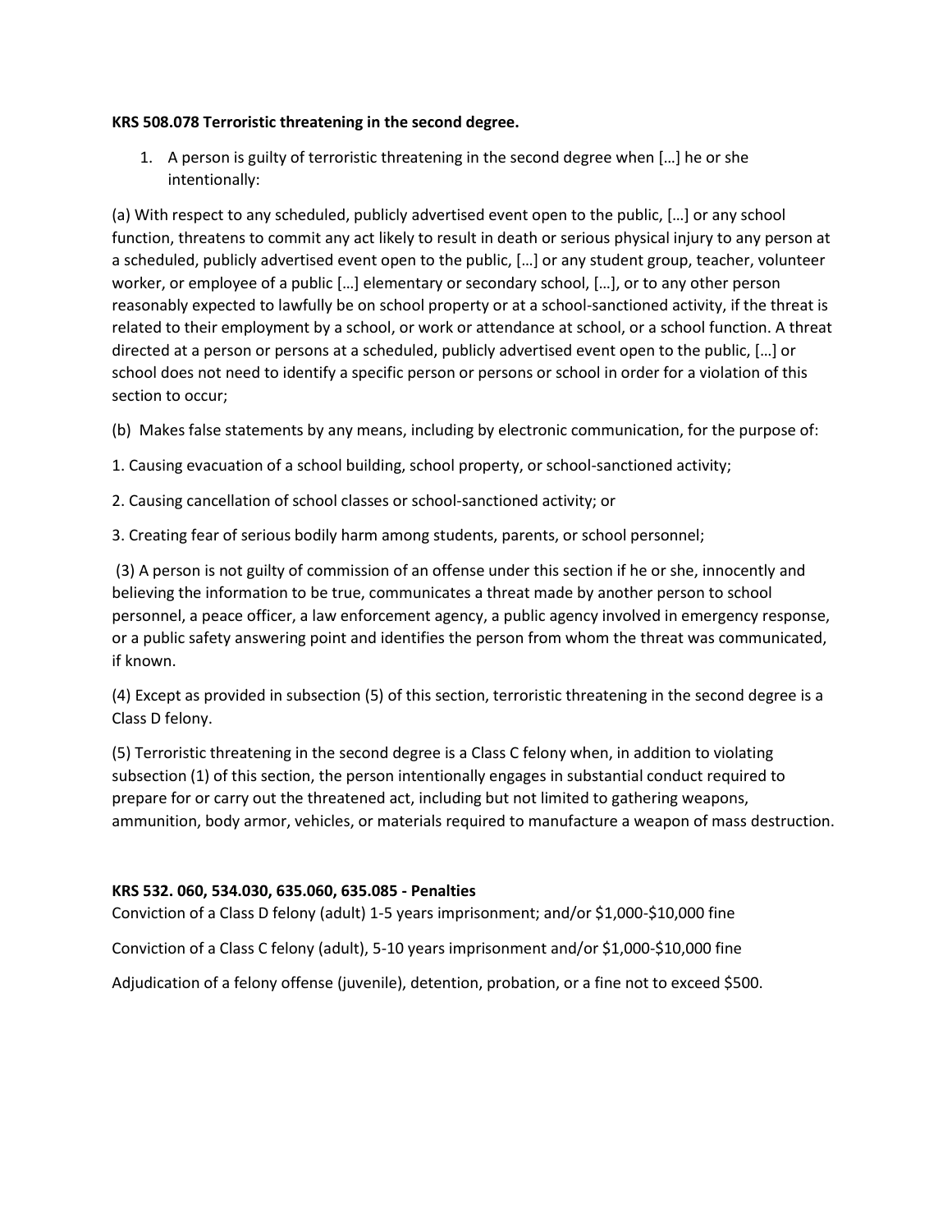**KRS 508.078 Terroristic threatening in the second degree.**

1. A person is guilty of terroristic threatening in the second degree when […] he or she intentionally:

(a) With respect to any scheduled, publicly advertised event open to the public, […] or any school function, threatens to commit any act likely to result in death or serious physical injury to any person at a scheduled, publicly advertised event open to the public, […] or any student group, teacher, volunteer worker, or employee of a public […] elementary or secondary school, […], or to any other person reasonably expected to lawfully be on school property or at a school-sanctioned activity, if the threat is related to their employment by a school, or work or attendance at school, or a school function. A threat directed at a person or persons at a scheduled, publicly advertised event open to the public, […] or school does not need to identify a specific person or persons or school in order for a violation of this section to occur;

(b) Makes false statements by any means, including by electronic communication, for the purpose of:

1. Causing evacuation of a school building, school property, or school-sanctioned activity;

2. Causing cancellation of school classes or school-sanctioned activity; or

3. Creating fear of serious bodily harm among students, parents, or school personnel;

(3) A person is not guilty of commission of an offense under this section if he or she, innocently and believing the information to be true, communicates a threat made by another person to school personnel, a peace officer, a law enforcement agency, a public agency involved in emergency response, or a public safety answering point and identifies the person from whom the threat was communicated, if known.

(4) Except as provided in subsection (5) of this section, terroristic threatening in the second degree is a Class D felony.

(5) Terroristic threatening in the second degree is a Class C felony when, in addition to violating subsection (1) of this section, the person intentionally engages in substantial conduct required to prepare for or carry out the threatened act, including but not limited to gathering weapons, ammunition, body armor, vehicles, or materials required to manufacture a weapon of mass destruction.

**KRS 532. 060, 534.030, 635.060, 635.085 - Penalties**

Conviction of a Class D felony (adult) 1-5 years imprisonment; and/or $1,000-$10,000 fine

Conviction of a Class C felony (adult), 5-10 years imprisonment and/or $1,000-$10,000 fine

Adjudication of a felony offense (juvenile), detention, probation, or a fine not to exceed $500.